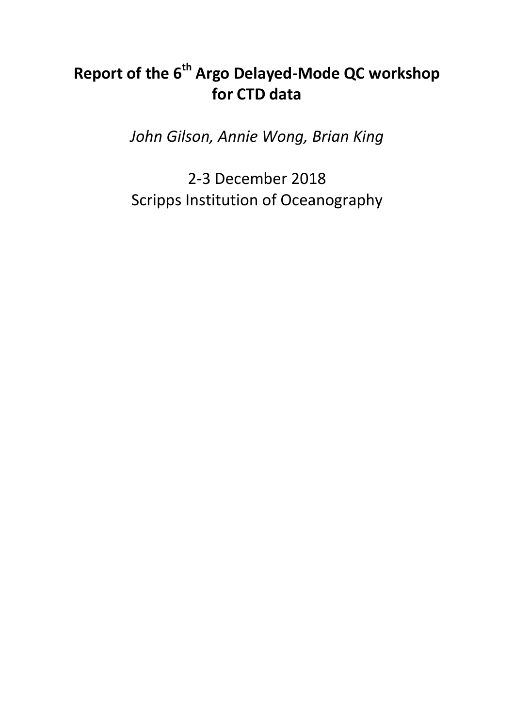# Report of the 6th Argo Delayed-Mode QC workshop for CTD data

*John Gilson, Annie Wong, Brian King*

2-3 December 2018

Scripps Institution of Oceanography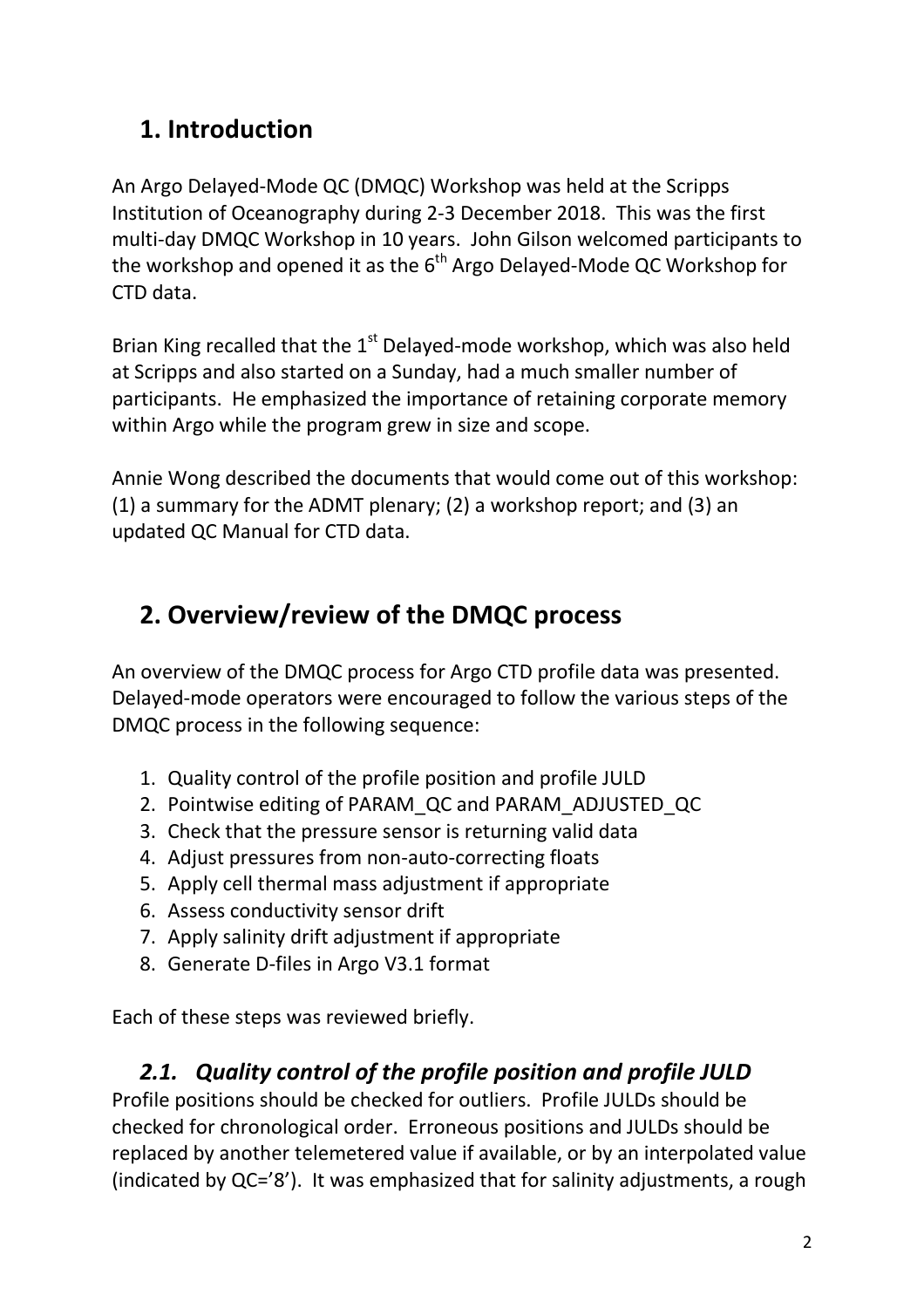## 1. Introduction

An Argo Delayed-Mode QC (DMQC) Workshop was held at the Scripps Institution of Oceanography during 2-3 December 2018. This was the first multi-day DMQC Workshop in 10 years. John Gilson welcomed participants to the workshop and opened it as the 6th Argo Delayed-Mode QC Workshop for CTD data.

Brian King recalled that the 1st Delayed-mode workshop, which was also held at Scripps and also started on a Sunday, had a much smaller number of participants. He emphasized the importance of retaining corporate memory within Argo while the program grew in size and scope.

Annie Wong described the documents that would come out of this workshop: (1) a summary for the ADMT plenary; (2) a workshop report; and (3) an updated QC Manual for CTD data.

## 2. Overview/review of the DMQC process

An overview of the DMQC process for Argo CTD profile data was presented. Delayed-mode operators were encouraged to follow the various steps of the DMQC process in the following sequence:

1. Quality control of the profile position and profile JULD
2. Pointwise editing of PARAM_QC and PARAM_ADJUSTED_QC
3. Check that the pressure sensor is returning valid data
4. Adjust pressures from non-auto-correcting floats
5. Apply cell thermal mass adjustment if appropriate
6. Assess conductivity sensor drift
7. Apply salinity drift adjustment if appropriate
8. Generate D-files in Argo V3.1 format

Each of these steps was reviewed briefly.

### *2.1. Quality control of the profile position and profile JULD*

Profile positions should be checked for outliers. Profile JULDs should be checked for chronological order. Erroneous positions and JULDs should be replaced by another telemetered value if available, or by an interpolated value (indicated by QC='8'). It was emphasized that for salinity adjustments, a rough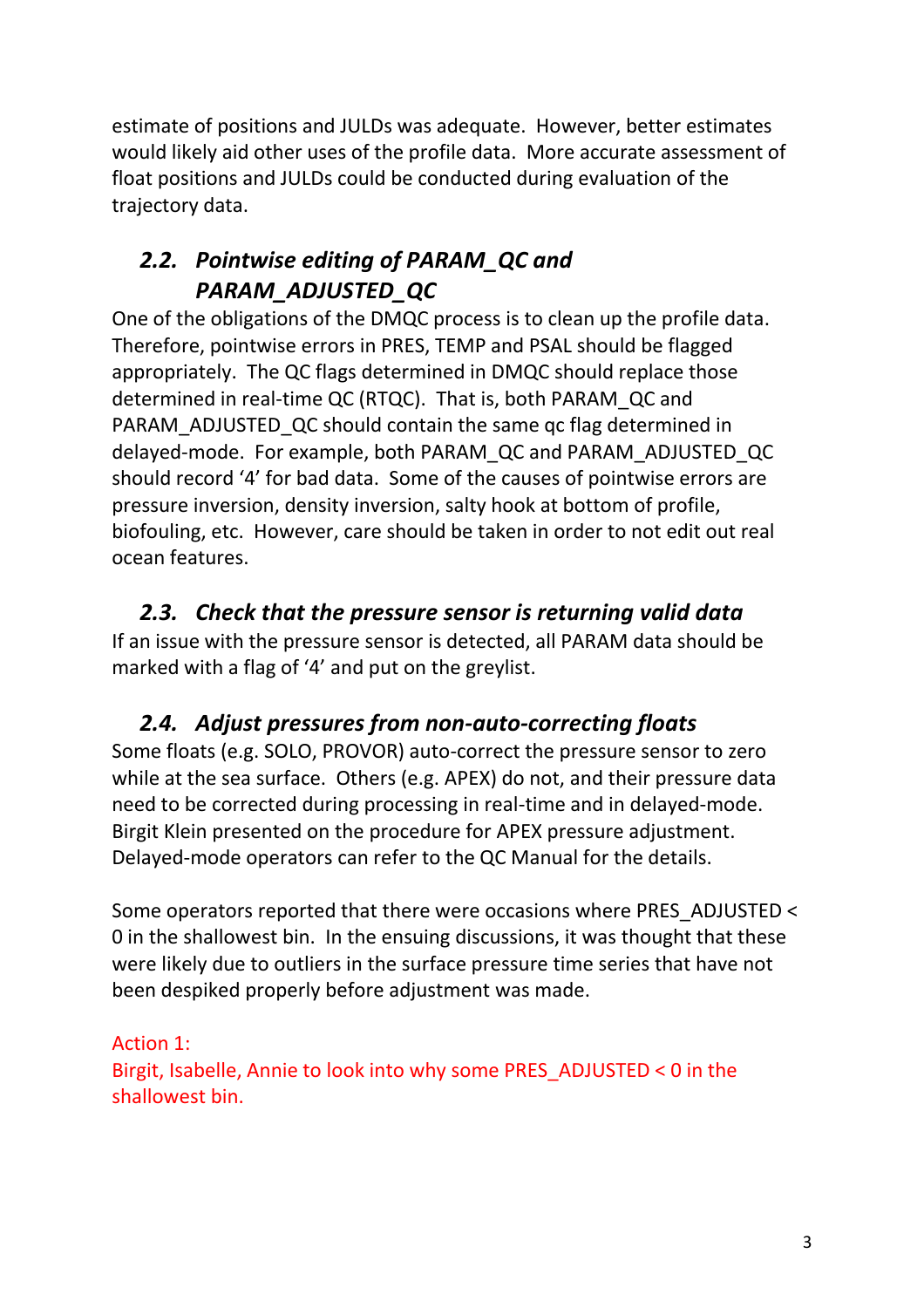estimate of positions and JULDs was adequate. However, better estimates would likely aid other uses of the profile data. More accurate assessment of float positions and JULDs could be conducted during evaluation of the trajectory data.

### *2.2. Pointwise editing of PARAM_QC and PARAM_ADJUSTED_QC*

One of the obligations of the DMQC process is to clean up the profile data. Therefore, pointwise errors in PRES, TEMP and PSAL should be flagged appropriately. The QC flags determined in DMQC should replace those determined in real-time QC (RTQC). That is, both PARAM_QC and PARAM_ADJUSTED_QC should contain the same qc flag determined in delayed-mode. For example, both PARAM_QC and PARAM_ADJUSTED_QC should record '4' for bad data. Some of the causes of pointwise errors are pressure inversion, density inversion, salty hook at bottom of profile, biofouling, etc. However, care should be taken in order to not edit out real ocean features.

### *2.3. Check that the pressure sensor is returning valid data*

If an issue with the pressure sensor is detected, all PARAM data should be marked with a flag of '4' and put on the greylist.

### *2.4. Adjust pressures from non-auto-correcting floats*

Some floats (e.g. SOLO, PROVOR) auto-correct the pressure sensor to zero while at the sea surface. Others (e.g. APEX) do not, and their pressure data need to be corrected during processing in real-time and in delayed-mode. Birgit Klein presented on the procedure for APEX pressure adjustment. Delayed-mode operators can refer to the QC Manual for the details.

Some operators reported that there were occasions where PRES_ADJUSTED < 0 in the shallowest bin. In the ensuing discussions, it was thought that these were likely due to outliers in the surface pressure time series that have not been despiked properly before adjustment was made.

Action 1:
Birgit, Isabelle, Annie to look into why some PRES_ADJUSTED < 0 in the shallowest bin.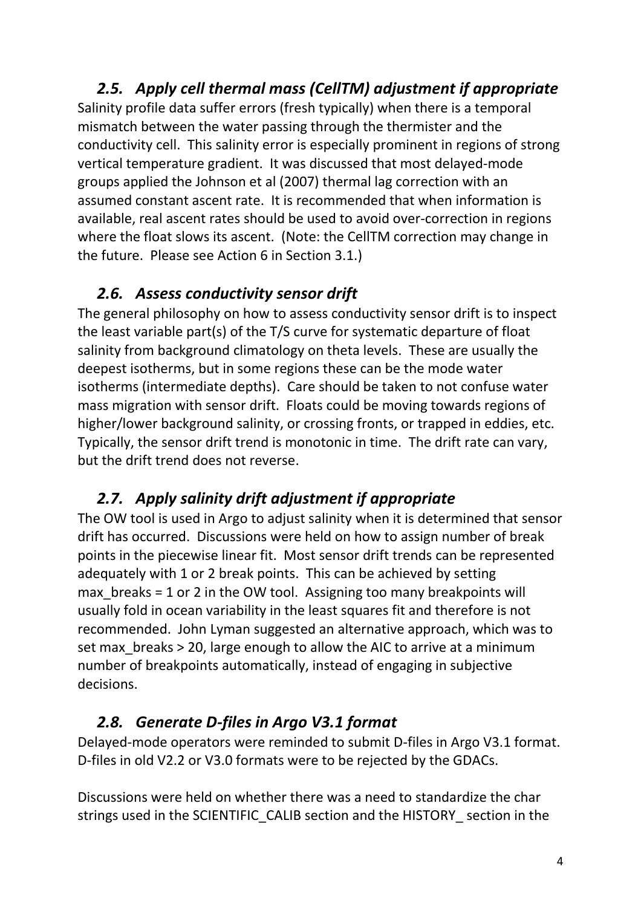### *2.5. Apply cell thermal mass (CellTM) adjustment if appropriate*

Salinity profile data suffer errors (fresh typically) when there is a temporal mismatch between the water passing through the thermister and the conductivity cell. This salinity error is especially prominent in regions of strong vertical temperature gradient. It was discussed that most delayed-mode groups applied the Johnson et al (2007) thermal lag correction with an assumed constant ascent rate. It is recommended that when information is available, real ascent rates should be used to avoid over-correction in regions where the float slows its ascent. (Note: the CellTM correction may change in the future. Please see Action 6 in Section 3.1.)

### *2.6. Assess conductivity sensor drift*

The general philosophy on how to assess conductivity sensor drift is to inspect the least variable part(s) of the T/S curve for systematic departure of float salinity from background climatology on theta levels. These are usually the deepest isotherms, but in some regions these can be the mode water isotherms (intermediate depths). Care should be taken to not confuse water mass migration with sensor drift. Floats could be moving towards regions of higher/lower background salinity, or crossing fronts, or trapped in eddies, etc. Typically, the sensor drift trend is monotonic in time. The drift rate can vary, but the drift trend does not reverse.

### *2.7. Apply salinity drift adjustment if appropriate*

The OW tool is used in Argo to adjust salinity when it is determined that sensor drift has occurred. Discussions were held on how to assign number of break points in the piecewise linear fit. Most sensor drift trends can be represented adequately with 1 or 2 break points. This can be achieved by setting max_breaks = 1 or 2 in the OW tool. Assigning too many breakpoints will usually fold in ocean variability in the least squares fit and therefore is not recommended. John Lyman suggested an alternative approach, which was to set max_breaks > 20, large enough to allow the AIC to arrive at a minimum number of breakpoints automatically, instead of engaging in subjective decisions.

### *2.8. Generate D-files in Argo V3.1 format*

Delayed-mode operators were reminded to submit D-files in Argo V3.1 format. D-files in old V2.2 or V3.0 formats were to be rejected by the GDACs.

Discussions were held on whether there was a need to standardize the char strings used in the SCIENTIFIC_CALIB section and the HISTORY_ section in the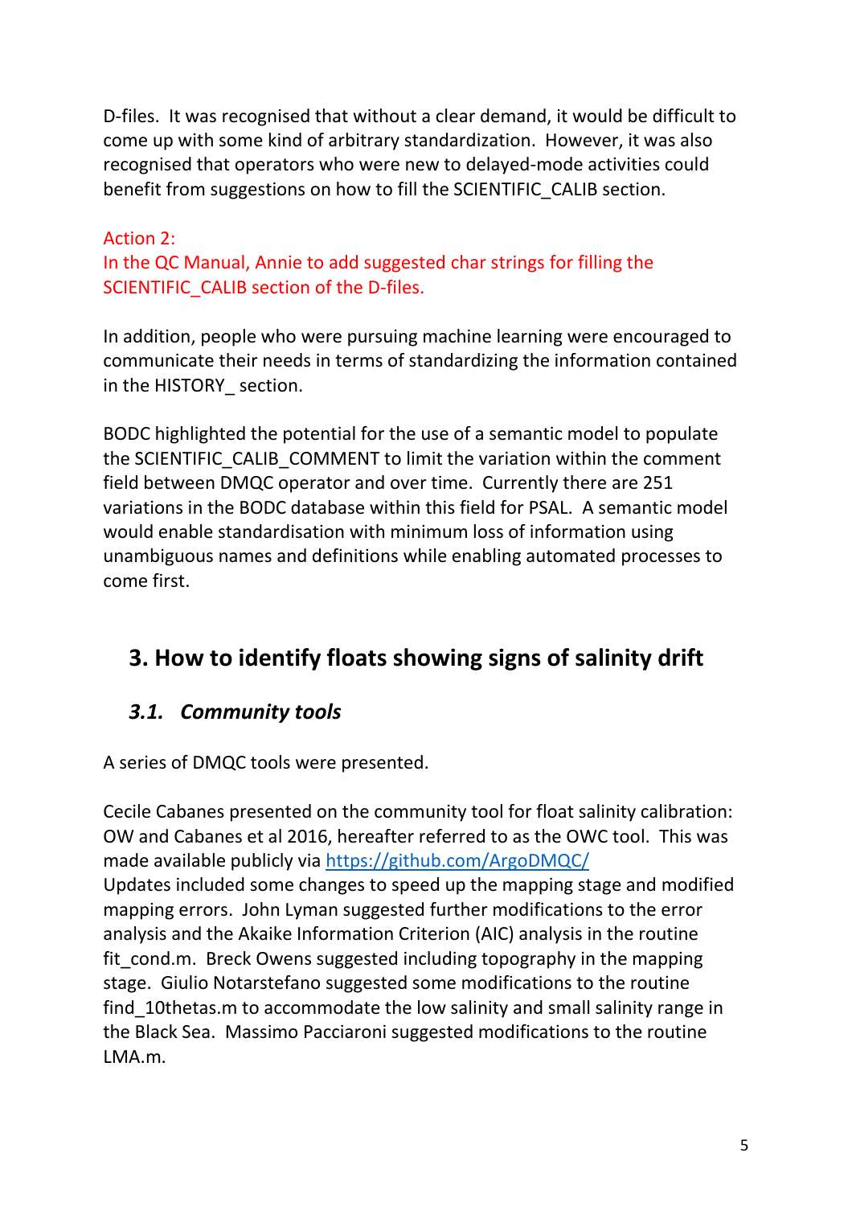D-files. It was recognised that without a clear demand, it would be difficult to come up with some kind of arbitrary standardization. However, it was also recognised that operators who were new to delayed-mode activities could benefit from suggestions on how to fill the SCIENTIFIC_CALIB section.

Action 2:
In the QC Manual, Annie to add suggested char strings for filling the SCIENTIFIC_CALIB section of the D-files.

In addition, people who were pursuing machine learning were encouraged to communicate their needs in terms of standardizing the information contained in the HISTORY_ section.

BODC highlighted the potential for the use of a semantic model to populate the SCIENTIFIC_CALIB_COMMENT to limit the variation within the comment field between DMQC operator and over time. Currently there are 251 variations in the BODC database within this field for PSAL. A semantic model would enable standardisation with minimum loss of information using unambiguous names and definitions while enabling automated processes to come first.

## 3. How to identify floats showing signs of salinity drift

### *3.1. Community tools*

A series of DMQC tools were presented.

Cecile Cabanes presented on the community tool for float salinity calibration: OW and Cabanes et al 2016, hereafter referred to as the OWC tool. This was made available publicly via https://github.com/ArgoDMQC/
Updates included some changes to speed up the mapping stage and modified mapping errors. John Lyman suggested further modifications to the error analysis and the Akaike Information Criterion (AIC) analysis in the routine fit_cond.m. Breck Owens suggested including topography in the mapping stage. Giulio Notarstefano suggested some modifications to the routine find_10thetas.m to accommodate the low salinity and small salinity range in the Black Sea. Massimo Pacciaroni suggested modifications to the routine LMA.m.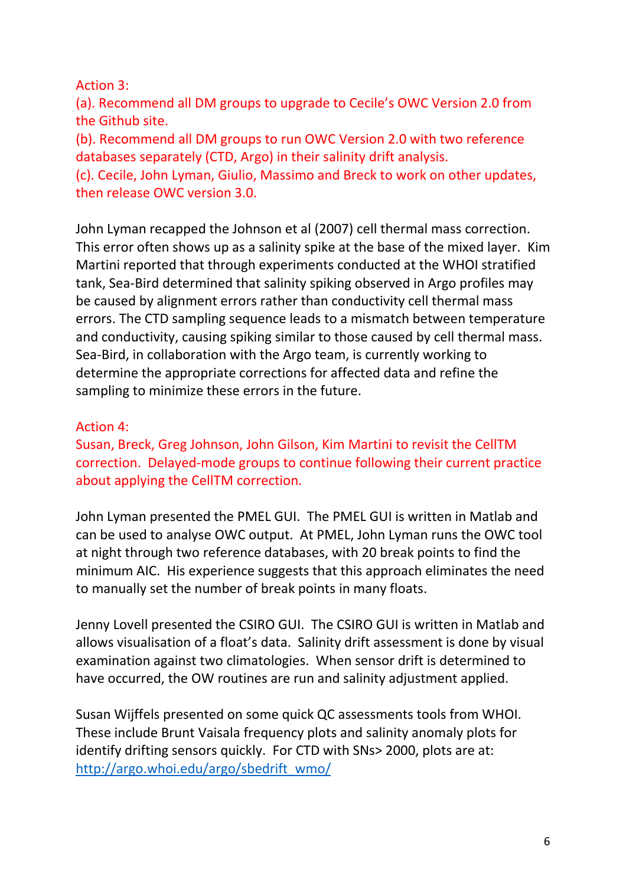Action 3:
(a). Recommend all DM groups to upgrade to Cecile's OWC Version 2.0 from the Github site.
(b). Recommend all DM groups to run OWC Version 2.0 with two reference databases separately (CTD, Argo) in their salinity drift analysis.
(c). Cecile, John Lyman, Giulio, Massimo and Breck to work on other updates, then release OWC version 3.0.

John Lyman recapped the Johnson et al (2007) cell thermal mass correction. This error often shows up as a salinity spike at the base of the mixed layer. Kim Martini reported that through experiments conducted at the WHOI stratified tank, Sea-Bird determined that salinity spiking observed in Argo profiles may be caused by alignment errors rather than conductivity cell thermal mass errors. The CTD sampling sequence leads to a mismatch between temperature and conductivity, causing spiking similar to those caused by cell thermal mass. Sea-Bird, in collaboration with the Argo team, is currently working to determine the appropriate corrections for affected data and refine the sampling to minimize these errors in the future.

Action 4:
Susan, Breck, Greg Johnson, John Gilson, Kim Martini to revisit the CellTM correction. Delayed-mode groups to continue following their current practice about applying the CellTM correction.

John Lyman presented the PMEL GUI. The PMEL GUI is written in Matlab and can be used to analyse OWC output. At PMEL, John Lyman runs the OWC tool at night through two reference databases, with 20 break points to find the minimum AIC. His experience suggests that this approach eliminates the need to manually set the number of break points in many floats.

Jenny Lovell presented the CSIRO GUI. The CSIRO GUI is written in Matlab and allows visualisation of a float's data. Salinity drift assessment is done by visual examination against two climatologies. When sensor drift is determined to have occurred, the OW routines are run and salinity adjustment applied.

Susan Wijffels presented on some quick QC assessments tools from WHOI. These include Brunt Vaisala frequency plots and salinity anomaly plots for identify drifting sensors quickly. For CTD with SNs> 2000, plots are at: [http://argo.whoi.edu/argo/sbedrift_wmo/](http://argo.whoi.edu/argo/sbedrift_wmo/)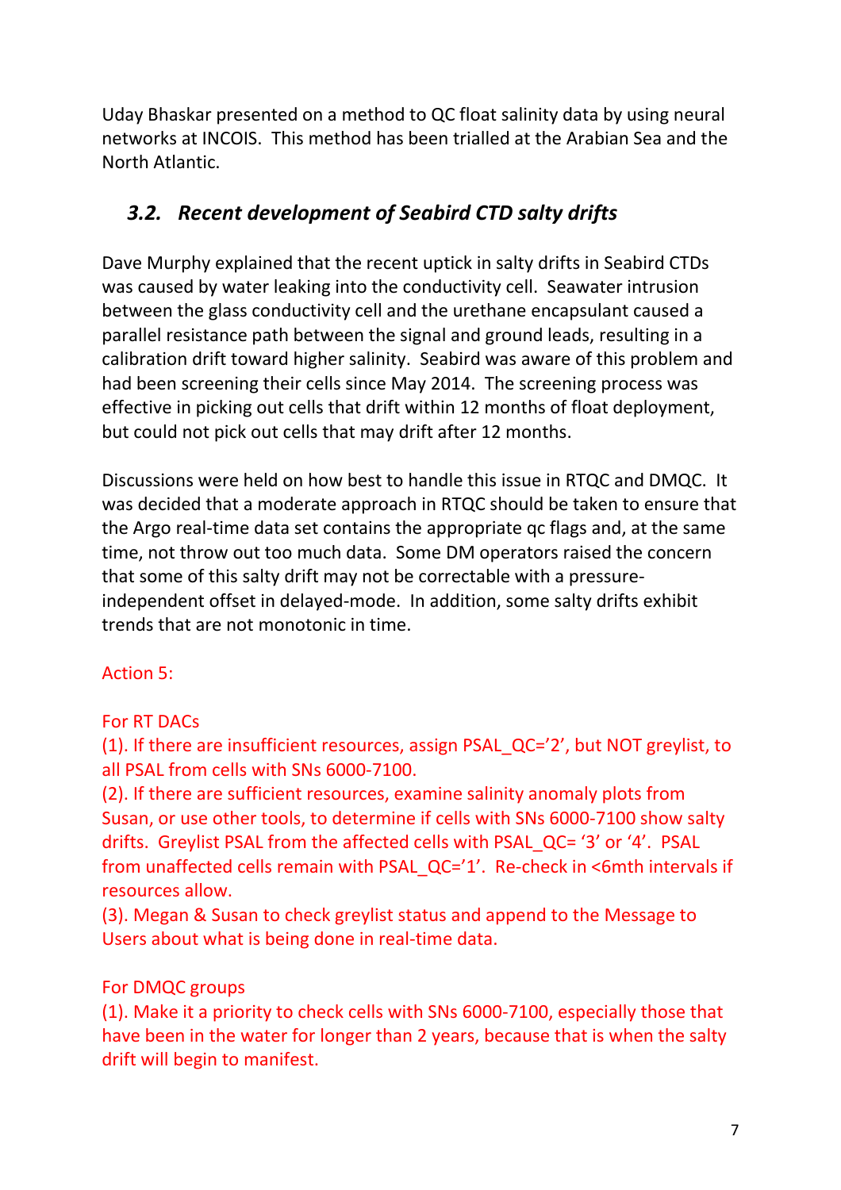Uday Bhaskar presented on a method to QC float salinity data by using neural networks at INCOIS. This method has been trialled at the Arabian Sea and the North Atlantic.

### *3.2. Recent development of Seabird CTD salty drifts*

Dave Murphy explained that the recent uptick in salty drifts in Seabird CTDs was caused by water leaking into the conductivity cell. Seawater intrusion between the glass conductivity cell and the urethane encapsulant caused a parallel resistance path between the signal and ground leads, resulting in a calibration drift toward higher salinity. Seabird was aware of this problem and had been screening their cells since May 2014. The screening process was effective in picking out cells that drift within 12 months of float deployment, but could not pick out cells that may drift after 12 months.

Discussions were held on how best to handle this issue in RTQC and DMQC. It was decided that a moderate approach in RTQC should be taken to ensure that the Argo real-time data set contains the appropriate qc flags and, at the same time, not throw out too much data. Some DM operators raised the concern that some of this salty drift may not be correctable with a pressure-independent offset in delayed-mode. In addition, some salty drifts exhibit trends that are not monotonic in time.

Action 5:

For RT DACs

(1). If there are insufficient resources, assign PSAL_QC='2', but NOT greylist, to all PSAL from cells with SNs 6000-7100.

(2). If there are sufficient resources, examine salinity anomaly plots from Susan, or use other tools, to determine if cells with SNs 6000-7100 show salty drifts. Greylist PSAL from the affected cells with PSAL_QC= '3' or '4'. PSAL from unaffected cells remain with PSAL_QC='1'. Re-check in <6mth intervals if resources allow.

(3). Megan & Susan to check greylist status and append to the Message to Users about what is being done in real-time data.

For DMQC groups

(1). Make it a priority to check cells with SNs 6000-7100, especially those that have been in the water for longer than 2 years, because that is when the salty drift will begin to manifest.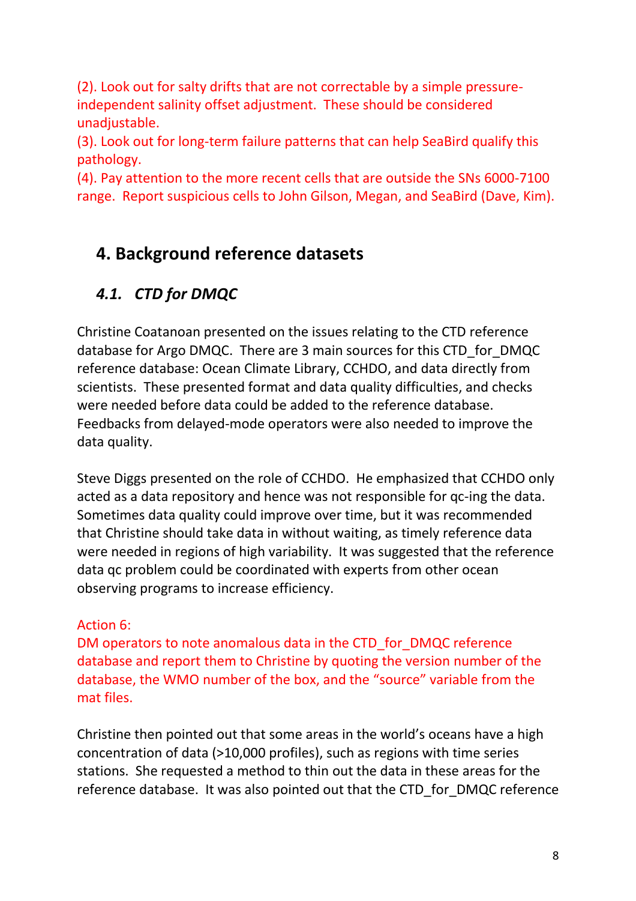(2). Look out for salty drifts that are not correctable by a simple pressure-independent salinity offset adjustment. These should be considered unadjustable.
(3). Look out for long-term failure patterns that can help SeaBird qualify this pathology.
(4). Pay attention to the more recent cells that are outside the SNs 6000-7100 range. Report suspicious cells to John Gilson, Megan, and SeaBird (Dave, Kim).

## 4. Background reference datasets

### *4.1. CTD for DMQC*

Christine Coatanoan presented on the issues relating to the CTD reference database for Argo DMQC. There are 3 main sources for this CTD_for_DMQC reference database: Ocean Climate Library, CCHDO, and data directly from scientists. These presented format and data quality difficulties, and checks were needed before data could be added to the reference database. Feedbacks from delayed-mode operators were also needed to improve the data quality.

Steve Diggs presented on the role of CCHDO. He emphasized that CCHDO only acted as a data repository and hence was not responsible for qc-ing the data. Sometimes data quality could improve over time, but it was recommended that Christine should take data in without waiting, as timely reference data were needed in regions of high variability. It was suggested that the reference data qc problem could be coordinated with experts from other ocean observing programs to increase efficiency.

Action 6:
DM operators to note anomalous data in the CTD_for_DMQC reference database and report them to Christine by quoting the version number of the database, the WMO number of the box, and the "source" variable from the mat files.

Christine then pointed out that some areas in the world's oceans have a high concentration of data (>10,000 profiles), such as regions with time series stations. She requested a method to thin out the data in these areas for the reference database. It was also pointed out that the CTD_for_DMQC reference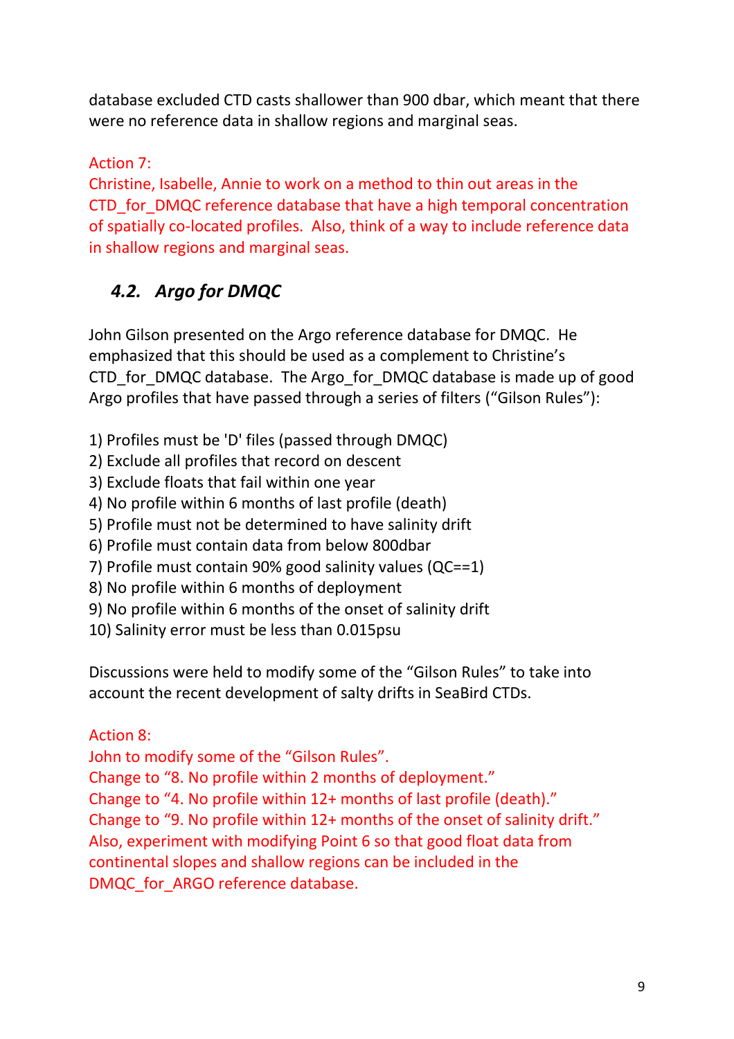database excluded CTD casts shallower than 900 dbar, which meant that there were no reference data in shallow regions and marginal seas.

Action 7:
Christine, Isabelle, Annie to work on a method to thin out areas in the CTD_for_DMQC reference database that have a high temporal concentration of spatially co-located profiles. Also, think of a way to include reference data in shallow regions and marginal seas.

### *4.2. Argo for DMQC*

John Gilson presented on the Argo reference database for DMQC. He emphasized that this should be used as a complement to Christine's CTD_for_DMQC database. The Argo_for_DMQC database is made up of good Argo profiles that have passed through a series of filters ("Gilson Rules"):

1) Profiles must be 'D' files (passed through DMQC)
2) Exclude all profiles that record on descent
3) Exclude floats that fail within one year
4) No profile within 6 months of last profile (death)
5) Profile must not be determined to have salinity drift
6) Profile must contain data from below 800dbar
7) Profile must contain 90% good salinity values (QC==1)
8) No profile within 6 months of deployment
9) No profile within 6 months of the onset of salinity drift
10) Salinity error must be less than 0.015psu

Discussions were held to modify some of the "Gilson Rules" to take into account the recent development of salty drifts in SeaBird CTDs.

Action 8:
John to modify some of the "Gilson Rules".
Change to "8. No profile within 2 months of deployment."
Change to "4. No profile within 12+ months of last profile (death)."
Change to "9. No profile within 12+ months of the onset of salinity drift."
Also, experiment with modifying Point 6 so that good float data from continental slopes and shallow regions can be included in the DMQC_for_ARGO reference database.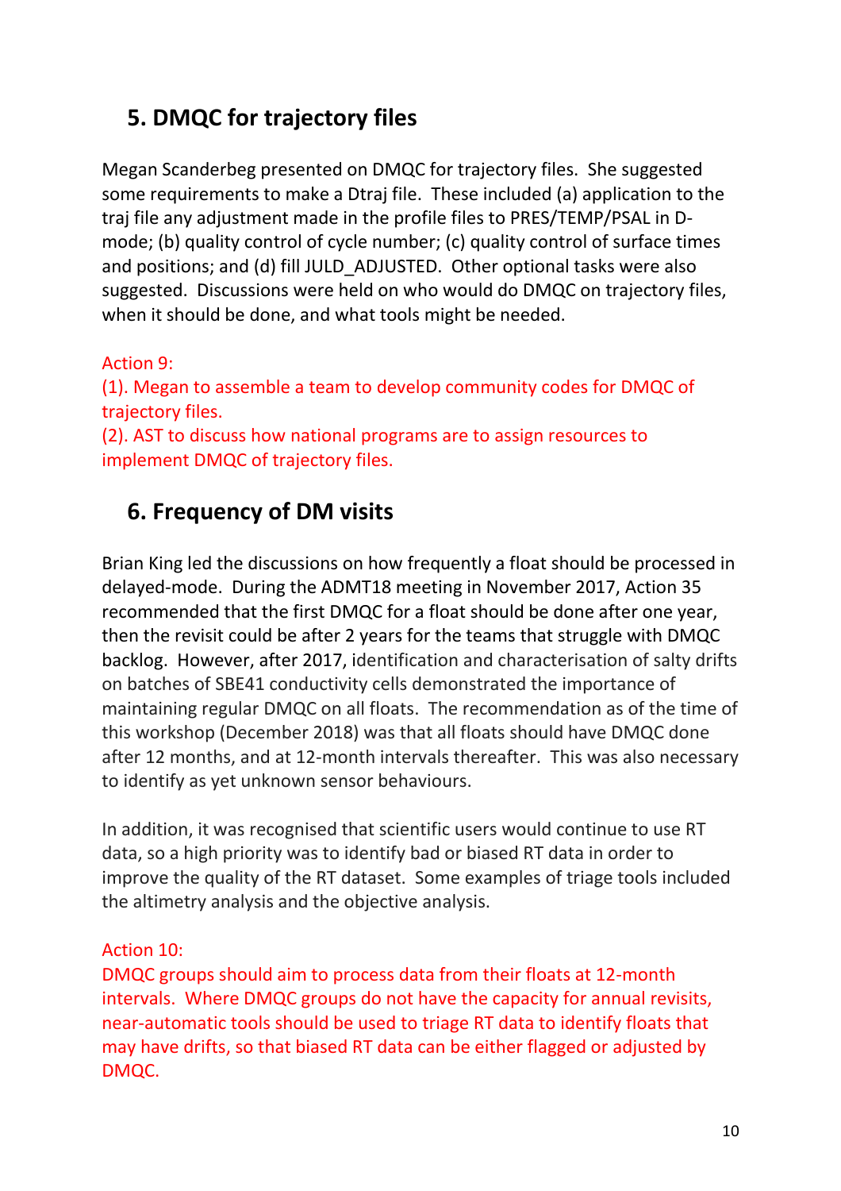## 5. DMQC for trajectory files

Megan Scanderbeg presented on DMQC for trajectory files. She suggested some requirements to make a Dtraj file. These included (a) application to the traj file any adjustment made in the profile files to PRES/TEMP/PSAL in D-mode; (b) quality control of cycle number; (c) quality control of surface times and positions; and (d) fill JULD_ADJUSTED. Other optional tasks were also suggested. Discussions were held on who would do DMQC on trajectory files, when it should be done, and what tools might be needed.

Action 9:
(1). Megan to assemble a team to develop community codes for DMQC of trajectory files.
(2). AST to discuss how national programs are to assign resources to implement DMQC of trajectory files.

## 6. Frequency of DM visits

Brian King led the discussions on how frequently a float should be processed in delayed-mode. During the ADMT18 meeting in November 2017, Action 35 recommended that the first DMQC for a float should be done after one year, then the revisit could be after 2 years for the teams that struggle with DMQC backlog. However, after 2017, identification and characterisation of salty drifts on batches of SBE41 conductivity cells demonstrated the importance of maintaining regular DMQC on all floats. The recommendation as of the time of this workshop (December 2018) was that all floats should have DMQC done after 12 months, and at 12-month intervals thereafter. This was also necessary to identify as yet unknown sensor behaviours.

In addition, it was recognised that scientific users would continue to use RT data, so a high priority was to identify bad or biased RT data in order to improve the quality of the RT dataset. Some examples of triage tools included the altimetry analysis and the objective analysis.

Action 10:
DMQC groups should aim to process data from their floats at 12-month intervals. Where DMQC groups do not have the capacity for annual revisits, near-automatic tools should be used to triage RT data to identify floats that may have drifts, so that biased RT data can be either flagged or adjusted by DMQC.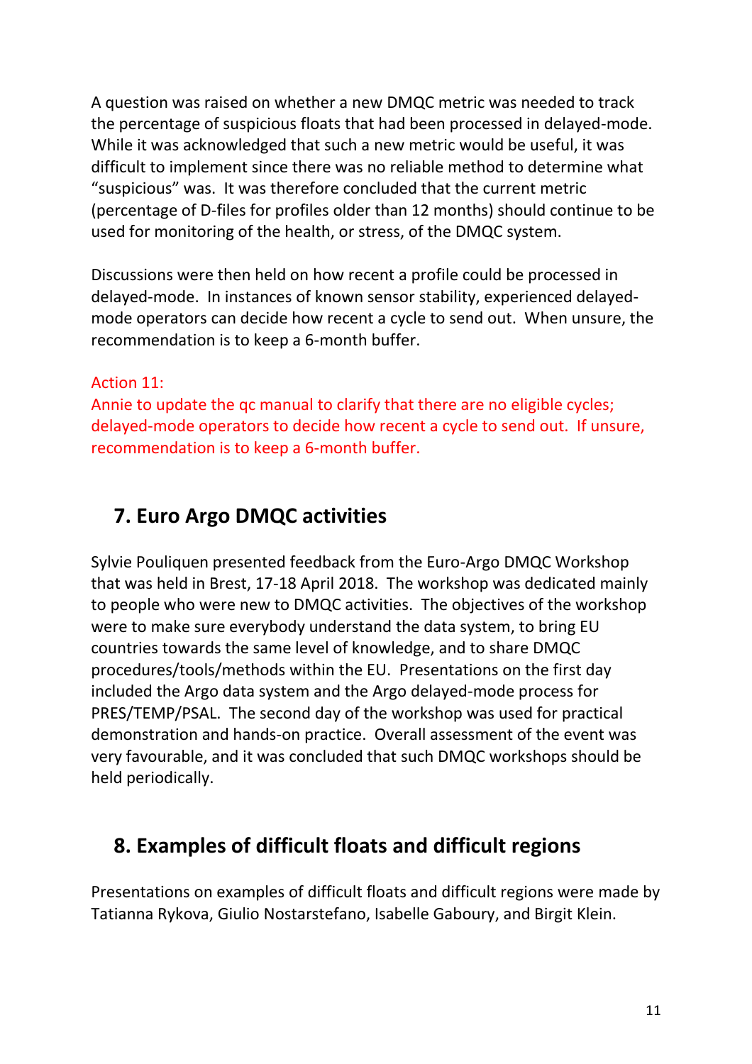A question was raised on whether a new DMQC metric was needed to track the percentage of suspicious floats that had been processed in delayed-mode. While it was acknowledged that such a new metric would be useful, it was difficult to implement since there was no reliable method to determine what "suspicious" was. It was therefore concluded that the current metric (percentage of D-files for profiles older than 12 months) should continue to be used for monitoring of the health, or stress, of the DMQC system.

Discussions were then held on how recent a profile could be processed in delayed-mode. In instances of known sensor stability, experienced delayed-mode operators can decide how recent a cycle to send out. When unsure, the recommendation is to keep a 6-month buffer.

Action 11:
Annie to update the qc manual to clarify that there are no eligible cycles; delayed-mode operators to decide how recent a cycle to send out. If unsure, recommendation is to keep a 6-month buffer.

## 7. Euro Argo DMQC activities

Sylvie Pouliquen presented feedback from the Euro-Argo DMQC Workshop that was held in Brest, 17-18 April 2018. The workshop was dedicated mainly to people who were new to DMQC activities. The objectives of the workshop were to make sure everybody understand the data system, to bring EU countries towards the same level of knowledge, and to share DMQC procedures/tools/methods within the EU. Presentations on the first day included the Argo data system and the Argo delayed-mode process for PRES/TEMP/PSAL. The second day of the workshop was used for practical demonstration and hands-on practice. Overall assessment of the event was very favourable, and it was concluded that such DMQC workshops should be held periodically.

## 8. Examples of difficult floats and difficult regions

Presentations on examples of difficult floats and difficult regions were made by Tatianna Rykova, Giulio Nostarstefano, Isabelle Gaboury, and Birgit Klein.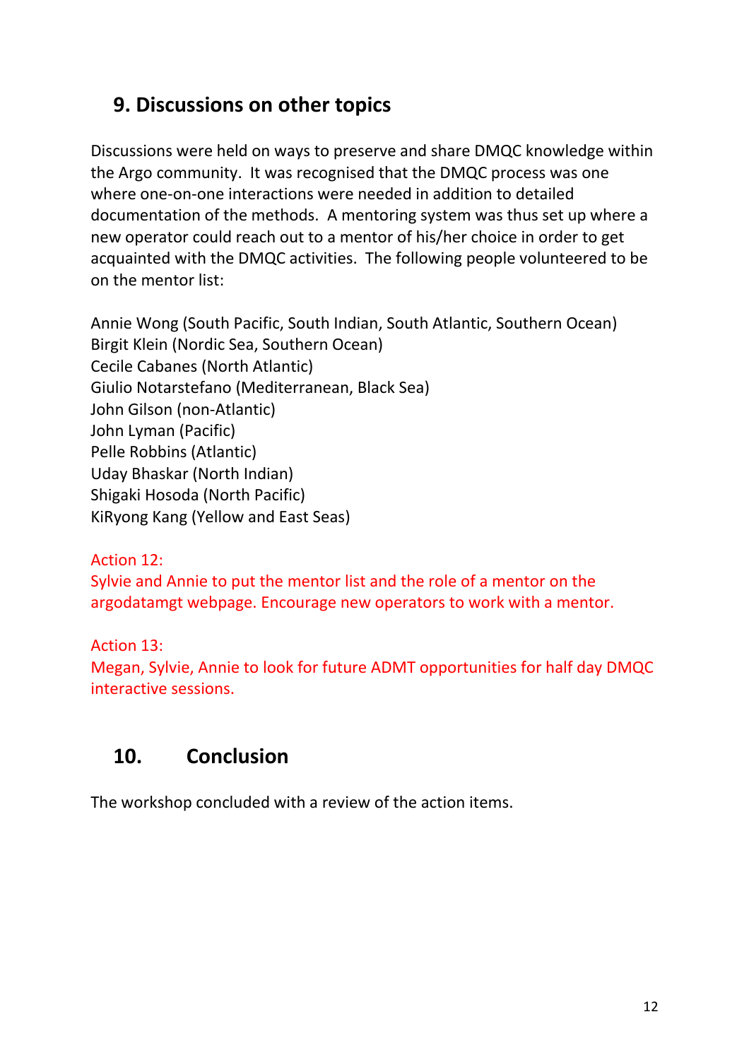## 9. Discussions on other topics

Discussions were held on ways to preserve and share DMQC knowledge within the Argo community. It was recognised that the DMQC process was one where one-on-one interactions were needed in addition to detailed documentation of the methods. A mentoring system was thus set up where a new operator could reach out to a mentor of his/her choice in order to get acquainted with the DMQC activities. The following people volunteered to be on the mentor list:

Annie Wong (South Pacific, South Indian, South Atlantic, Southern Ocean)
Birgit Klein (Nordic Sea, Southern Ocean)
Cecile Cabanes (North Atlantic)
Giulio Notarstefano (Mediterranean, Black Sea)
John Gilson (non-Atlantic)
John Lyman (Pacific)
Pelle Robbins (Atlantic)
Uday Bhaskar (North Indian)
Shigaki Hosoda (North Pacific)
KiRyong Kang (Yellow and East Seas)

Action 12:
Sylvie and Annie to put the mentor list and the role of a mentor on the argodatamgt webpage. Encourage new operators to work with a mentor.

Action 13:
Megan, Sylvie, Annie to look for future ADMT opportunities for half day DMQC interactive sessions.

## 10. Conclusion

The workshop concluded with a review of the action items.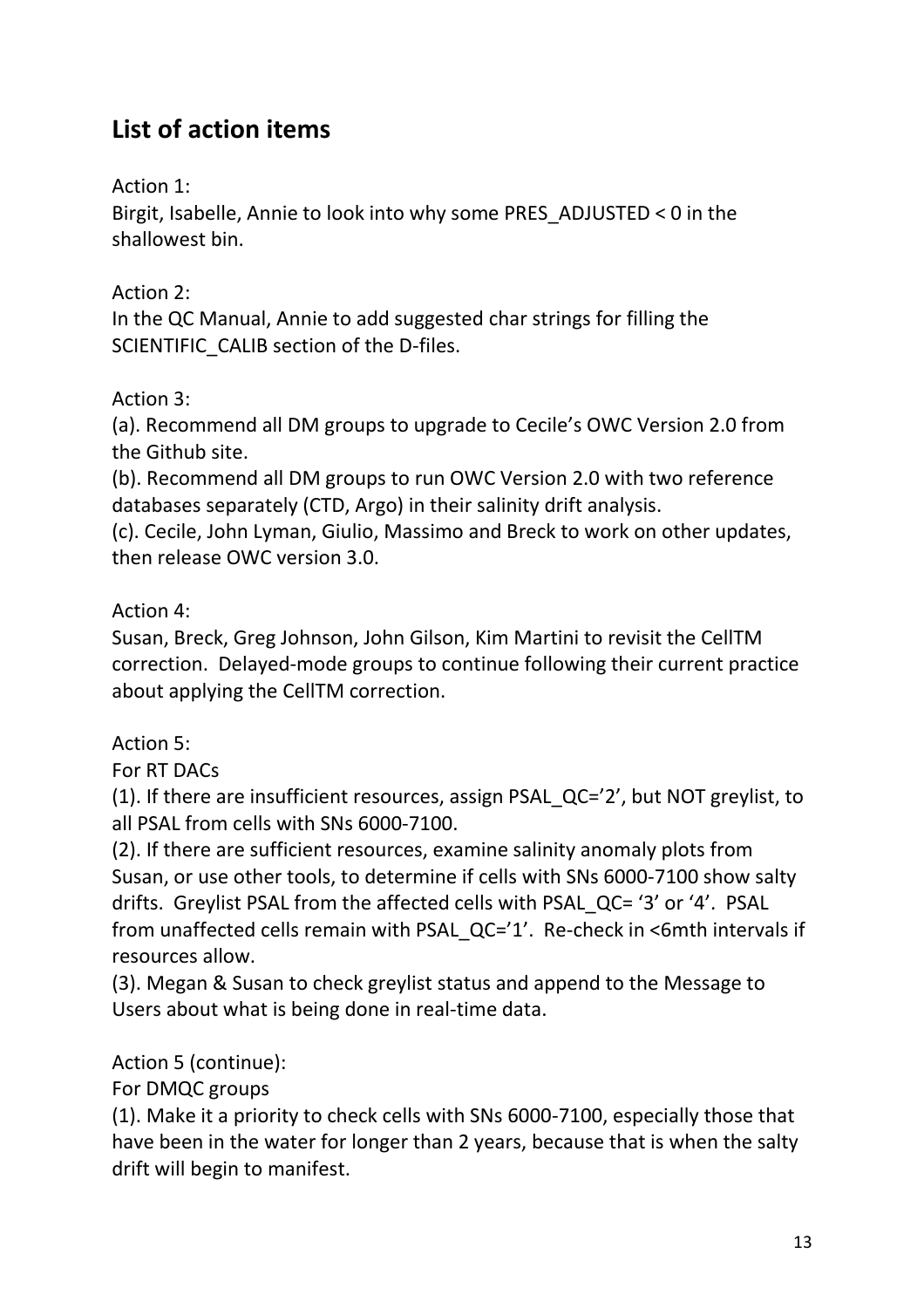## List of action items

Action 1:
Birgit, Isabelle, Annie to look into why some PRES_ADJUSTED < 0 in the shallowest bin.

Action 2:
In the QC Manual, Annie to add suggested char strings for filling the SCIENTIFIC_CALIB section of the D-files.

Action 3:
(a). Recommend all DM groups to upgrade to Cecile's OWC Version 2.0 from the Github site.
(b). Recommend all DM groups to run OWC Version 2.0 with two reference databases separately (CTD, Argo) in their salinity drift analysis.
(c). Cecile, John Lyman, Giulio, Massimo and Breck to work on other updates, then release OWC version 3.0.

Action 4:
Susan, Breck, Greg Johnson, John Gilson, Kim Martini to revisit the CellTM correction. Delayed-mode groups to continue following their current practice about applying the CellTM correction.

Action 5:
For RT DACs
(1). If there are insufficient resources, assign PSAL_QC='2', but NOT greylist, to all PSAL from cells with SNs 6000-7100.
(2). If there are sufficient resources, examine salinity anomaly plots from Susan, or use other tools, to determine if cells with SNs 6000-7100 show salty drifts. Greylist PSAL from the affected cells with PSAL_QC= '3' or '4'. PSAL from unaffected cells remain with PSAL_QC='1'. Re-check in <6mth intervals if resources allow.
(3). Megan & Susan to check greylist status and append to the Message to Users about what is being done in real-time data.

Action 5 (continue):
For DMQC groups
(1). Make it a priority to check cells with SNs 6000-7100, especially those that have been in the water for longer than 2 years, because that is when the salty drift will begin to manifest.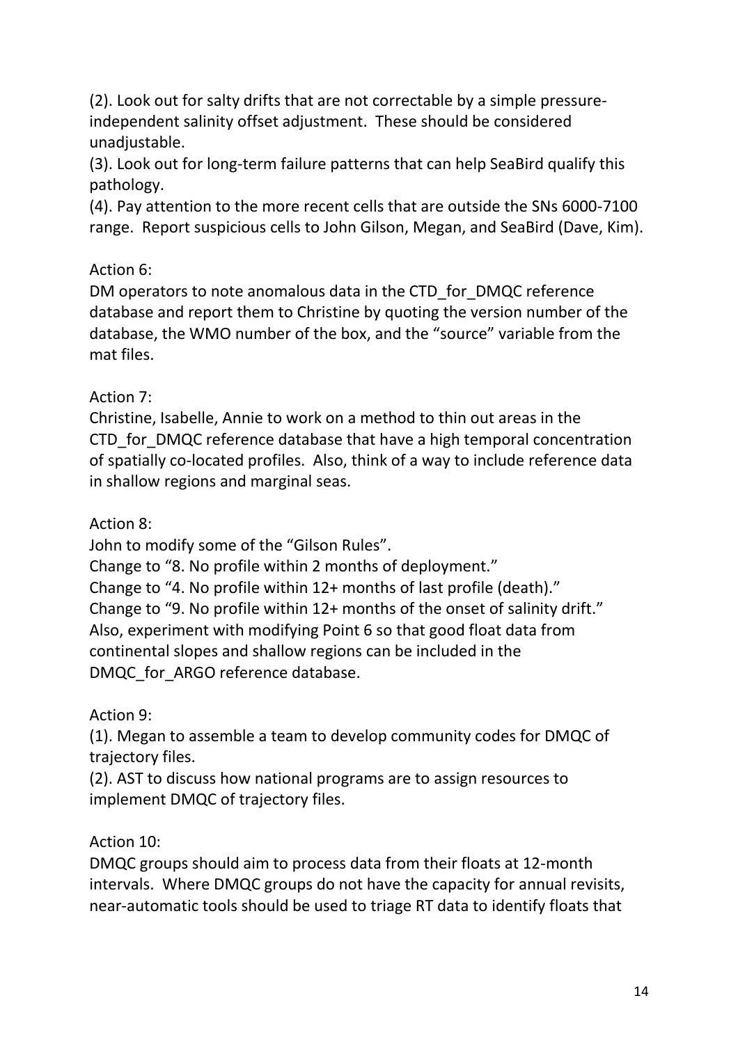(2). Look out for salty drifts that are not correctable by a simple pressure-independent salinity offset adjustment. These should be considered unadjustable.

(3). Look out for long-term failure patterns that can help SeaBird qualify this pathology.

(4). Pay attention to the more recent cells that are outside the SNs 6000-7100 range. Report suspicious cells to John Gilson, Megan, and SeaBird (Dave, Kim).

Action 6:

DM operators to note anomalous data in the CTD_for_DMQC reference database and report them to Christine by quoting the version number of the database, the WMO number of the box, and the "source" variable from the mat files.

Action 7:

Christine, Isabelle, Annie to work on a method to thin out areas in the CTD_for_DMQC reference database that have a high temporal concentration of spatially co-located profiles. Also, think of a way to include reference data in shallow regions and marginal seas.

Action 8:

John to modify some of the "Gilson Rules".

Change to "8. No profile within 2 months of deployment."

Change to "4. No profile within 12+ months of last profile (death)."

Change to "9. No profile within 12+ months of the onset of salinity drift."

Also, experiment with modifying Point 6 so that good float data from continental slopes and shallow regions can be included in the DMQC_for_ARGO reference database.

Action 9:

(1). Megan to assemble a team to develop community codes for DMQC of trajectory files.

(2). AST to discuss how national programs are to assign resources to implement DMQC of trajectory files.

Action 10:

DMQC groups should aim to process data from their floats at 12-month intervals. Where DMQC groups do not have the capacity for annual revisits, near-automatic tools should be used to triage RT data to identify floats that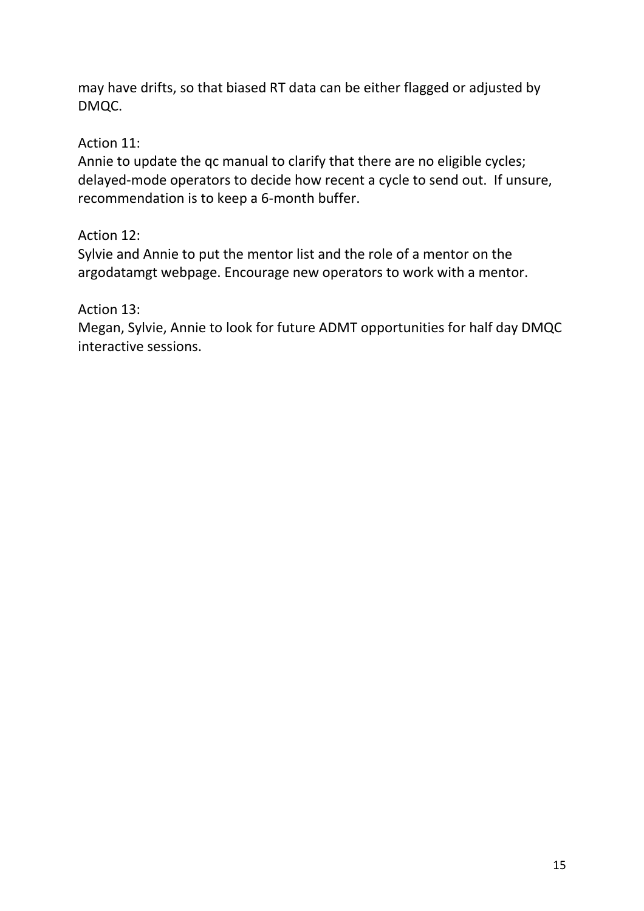may have drifts, so that biased RT data can be either flagged or adjusted by DMQC.

Action 11:
Annie to update the qc manual to clarify that there are no eligible cycles; delayed-mode operators to decide how recent a cycle to send out. If unsure, recommendation is to keep a 6-month buffer.

Action 12:
Sylvie and Annie to put the mentor list and the role of a mentor on the argodatamgt webpage. Encourage new operators to work with a mentor.

Action 13:
Megan, Sylvie, Annie to look for future ADMT opportunities for half day DMQC interactive sessions.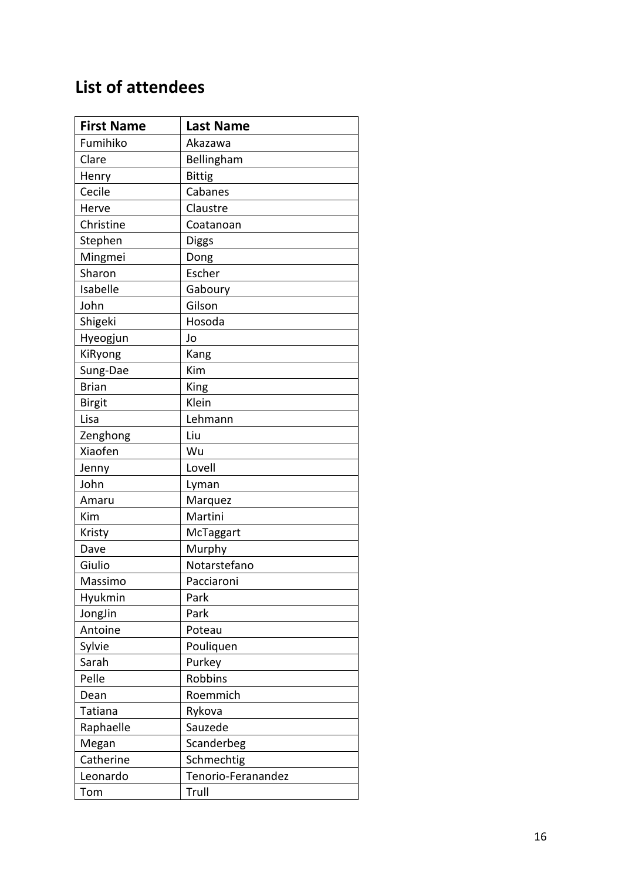## List of attendees

| First Name | Last Name |
| --- | --- |
| Fumihiko | Akazawa |
| Clare | Bellingham |
| Henry | Bittig |
| Cecile | Cabanes |
| Herve | Claustre |
| Christine | Coatanoan |
| Stephen | Diggs |
| Mingmei | Dong |
| Sharon | Escher |
| Isabelle | Gaboury |
| John | Gilson |
| Shigeki | Hosoda |
| Hyeogjun | Jo |
| KiRyong | Kang |
| Sung-Dae | Kim |
| Brian | King |
| Birgit | Klein |
| Lisa | Lehmann |
| Zenghong | Liu |
| Xiaofen | Wu |
| Jenny | Lovell |
| John | Lyman |
| Amaru | Marquez |
| Kim | Martini |
| Kristy | McTaggart |
| Dave | Murphy |
| Giulio | Notarstefano |
| Massimo | Pacciaroni |
| Hyukmin | Park |
| JongJin | Park |
| Antoine | Poteau |
| Sylvie | Pouliquen |
| Sarah | Purkey |
| Pelle | Robbins |
| Dean | Roemmich |
| Tatiana | Rykova |
| Raphaelle | Sauzede |
| Megan | Scanderbeg |
| Catherine | Schmechtig |
| Leonardo | Tenorio-Feranandez |
| Tom | Trull |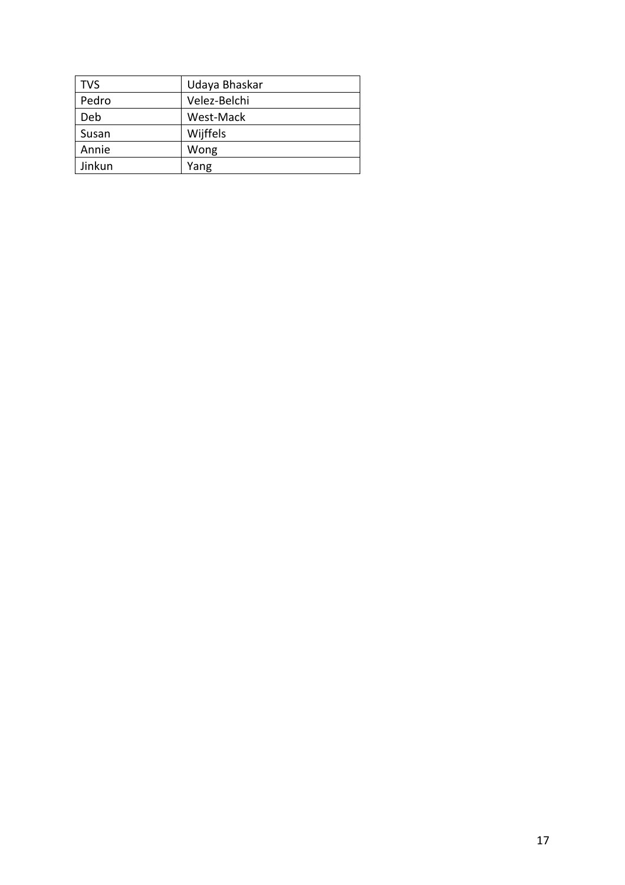| TVS | Udaya Bhaskar |
| --- | --- |
| Pedro | Velez-Belchi |
| Deb | West-Mack |
| Susan | Wijffels |
| Annie | Wong |
| Jinkun | Yang |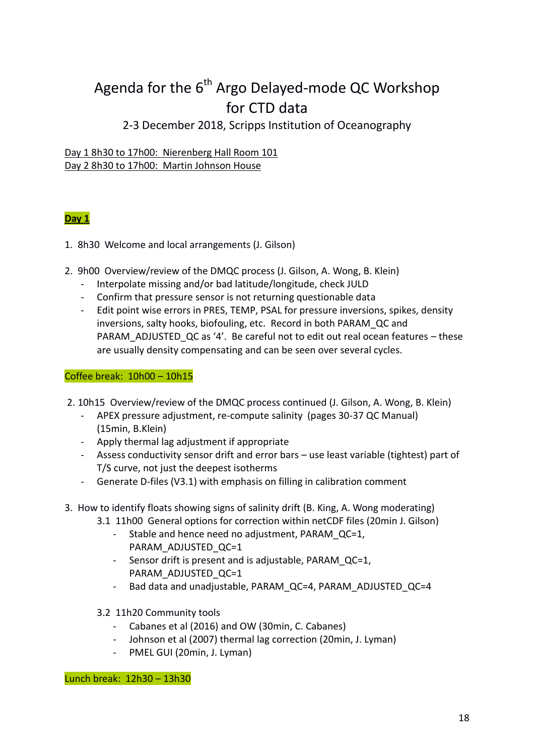# Agenda for the 6th Argo Delayed-mode QC Workshop for CTD data

2-3 December 2018, Scripps Institution of Oceanography

Day 1 8h30 to 17h00: Nierenberg Hall Room 101
Day 2 8h30 to 17h00: Martin Johnson House

## Day 1

1. 8h30 Welcome and local arrangements (J. Gilson)

2. 9h00 Overview/review of the DMQC process (J. Gilson, A. Wong, B. Klein)
   - Interpolate missing and/or bad latitude/longitude, check JULD
   - Confirm that pressure sensor is not returning questionable data
   - Edit point wise errors in PRES, TEMP, PSAL for pressure inversions, spikes, density inversions, salty hooks, biofouling, etc. Record in both PARAM_QC and PARAM_ADJUSTED_QC as '4'. Be careful not to edit out real ocean features – these are usually density compensating and can be seen over several cycles.

Coffee break: 10h00 – 10h15

2. 10h15 Overview/review of the DMQC process continued (J. Gilson, A. Wong, B. Klein)
   - APEX pressure adjustment, re-compute salinity (pages 30-37 QC Manual) (15min, B.Klein)
   - Apply thermal lag adjustment if appropriate
   - Assess conductivity sensor drift and error bars – use least variable (tightest) part of T/S curve, not just the deepest isotherms
   - Generate D-files (V3.1) with emphasis on filling in calibration comment

3. How to identify floats showing signs of salinity drift (B. King, A. Wong moderating)
   - 3.1 11h00 General options for correction within netCDF files (20min J. Gilson)
     - Stable and hence need no adjustment, PARAM_QC=1, PARAM_ADJUSTED_QC=1
     - Sensor drift is present and is adjustable, PARAM_QC=1, PARAM_ADJUSTED_QC=1
     - Bad data and unadjustable, PARAM_QC=4, PARAM_ADJUSTED_QC=4
   - 3.2 11h20 Community tools
     - Cabanes et al (2016) and OW (30min, C. Cabanes)
     - Johnson et al (2007) thermal lag correction (20min, J. Lyman)
     - PMEL GUI (20min, J. Lyman)

Lunch break: 12h30 – 13h30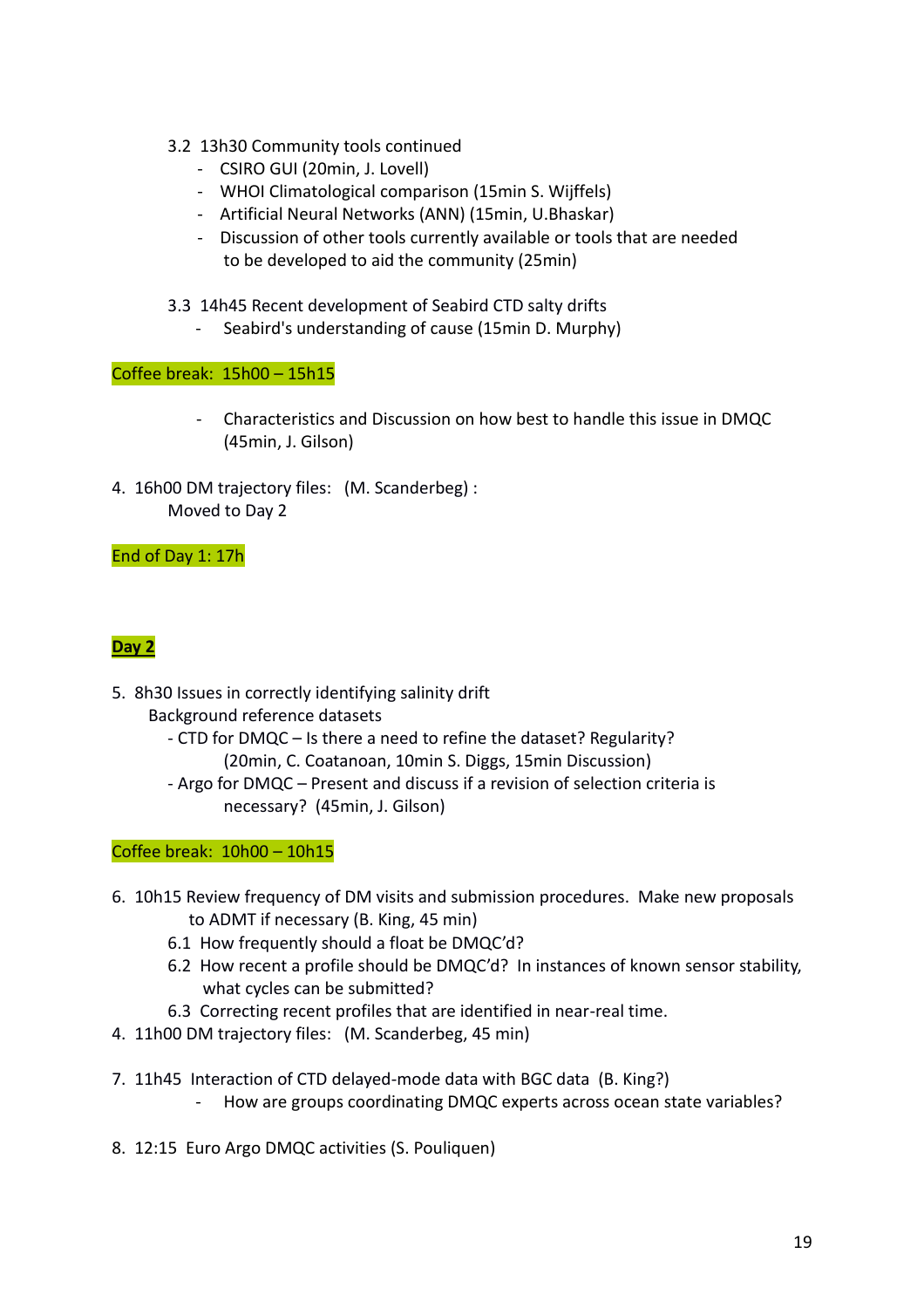3.2 13h30 Community tools continued

- CSIRO GUI (20min, J. Lovell)
- WHOI Climatological comparison (15min S. Wijffels)
- Artificial Neural Networks (ANN) (15min, U.Bhaskar)
- Discussion of other tools currently available or tools that are needed to be developed to aid the community (25min)

3.3 14h45 Recent development of Seabird CTD salty drifts

- Seabird's understanding of cause (15min D. Murphy)

Coffee break: 15h00 – 15h15

- Characteristics and Discussion on how best to handle this issue in DMQC (45min, J. Gilson)

4. 16h00 DM trajectory files: (M. Scanderberg) :
   Moved to Day 2

End of Day 1: 17h

**Day 2**

5. 8h30 Issues in correctly identifying salinity drift
   Background reference datasets
   - CTD for DMQC – Is there a need to refine the dataset? Regularity? (20min, C. Coatanoan, 10min S. Diggs, 15min Discussion)
   - Argo for DMQC – Present and discuss if a revision of selection criteria is necessary? (45min, J. Gilson)

Coffee break: 10h00 – 10h15

6. 10h15 Review frequency of DM visits and submission procedures. Make new proposals to ADMT if necessary (B. King, 45 min)
   - 6.1 How frequently should a float be DMQC'd?
   - 6.2 How recent a profile should be DMQC'd? In instances of known sensor stability, what cycles can be submitted?
   - 6.3 Correcting recent profiles that are identified in near-real time.

4. 11h00 DM trajectory files: (M. Scanderberg, 45 min)

7. 11h45 Interaction of CTD delayed-mode data with BGC data (B. King?)
   - How are groups coordinating DMQC experts across ocean state variables?

8. 12:15 Euro Argo DMQC activities (S. Pouliquen)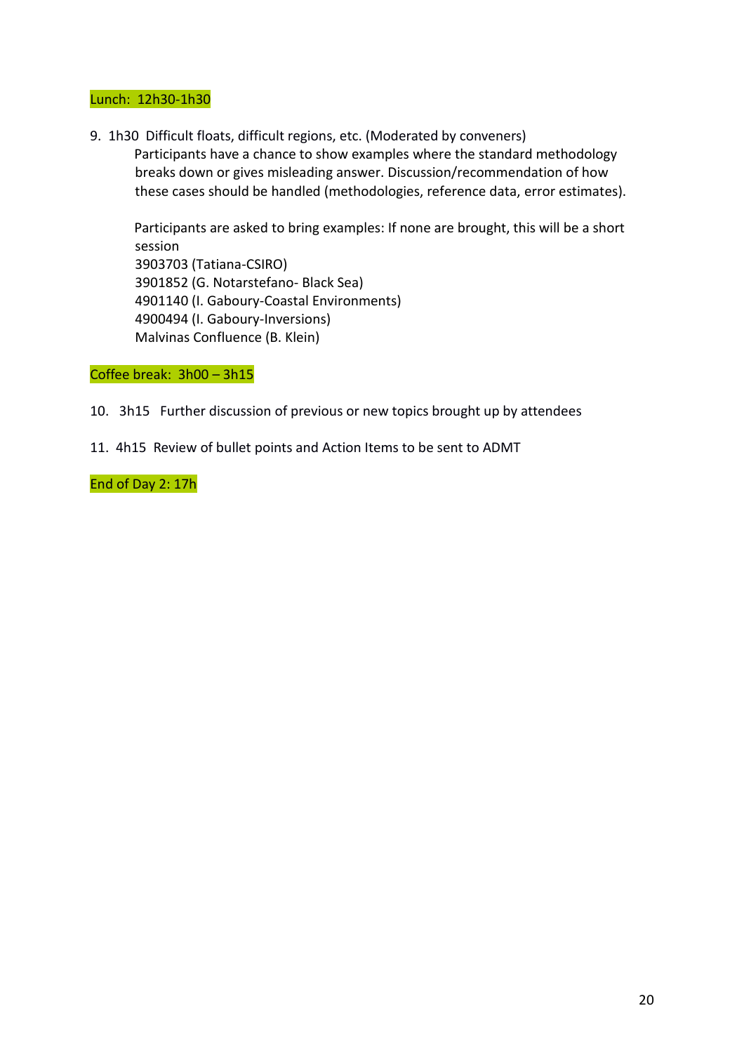Lunch: 12h30-1h30

9. 1h30 Difficult floats, difficult regions, etc. (Moderated by conveners)
   Participants have a chance to show examples where the standard methodology breaks down or gives misleading answer. Discussion/recommendation of how these cases should be handled (methodologies, reference data, error estimates).

   Participants are asked to bring examples: If none are brought, this will be a short session
   3903703 (Tatiana-CSIRO)
   3901852 (G. Notarstefano- Black Sea)
   4901140 (I. Gaboury-Coastal Environments)
   4900494 (I. Gaboury-Inversions)
   Malvinas Confluence (B. Klein)

Coffee break: 3h00 – 3h15

10. 3h15 Further discussion of previous or new topics brought up by attendees

11. 4h15 Review of bullet points and Action Items to be sent to ADMT

End of Day 2: 17h